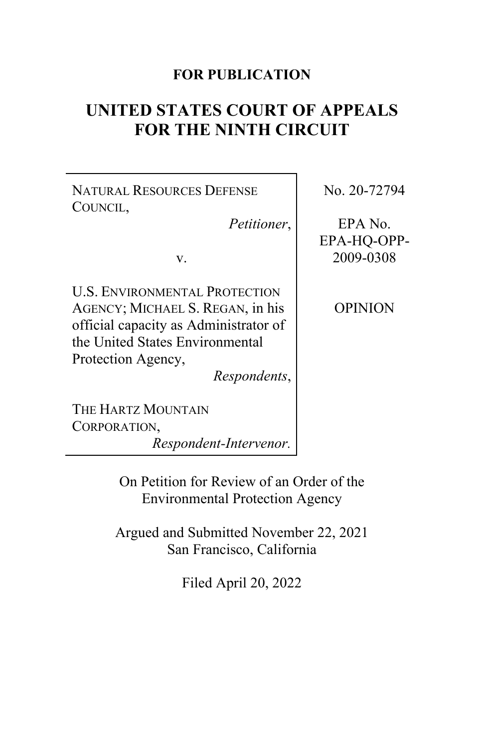**FOR PUBLICATION**

# UNITED STATES COURT OF APPEALS FOR THE NINTH CIRCUIT

| | |
|---|---|
| NATURAL RESOURCES DEFENSE COUNCIL, *Petitioner*,<br><br>v.<br><br>U.S. ENVIRONMENTAL PROTECTION AGENCY; MICHAEL S. REGAN, in his official capacity as Administrator of the United States Environmental Protection Agency, *Respondents*,<br><br>THE HARTZ MOUNTAIN CORPORATION, *Respondent-Intervenor*. | No. 20-72794<br><br>EPA No. EPA-HQ-OPP-2009-0308<br><br>OPINION |

On Petition for Review of an Order of the Environmental Protection Agency

Argued and Submitted November 22, 2021
San Francisco, California

Filed April 20, 2022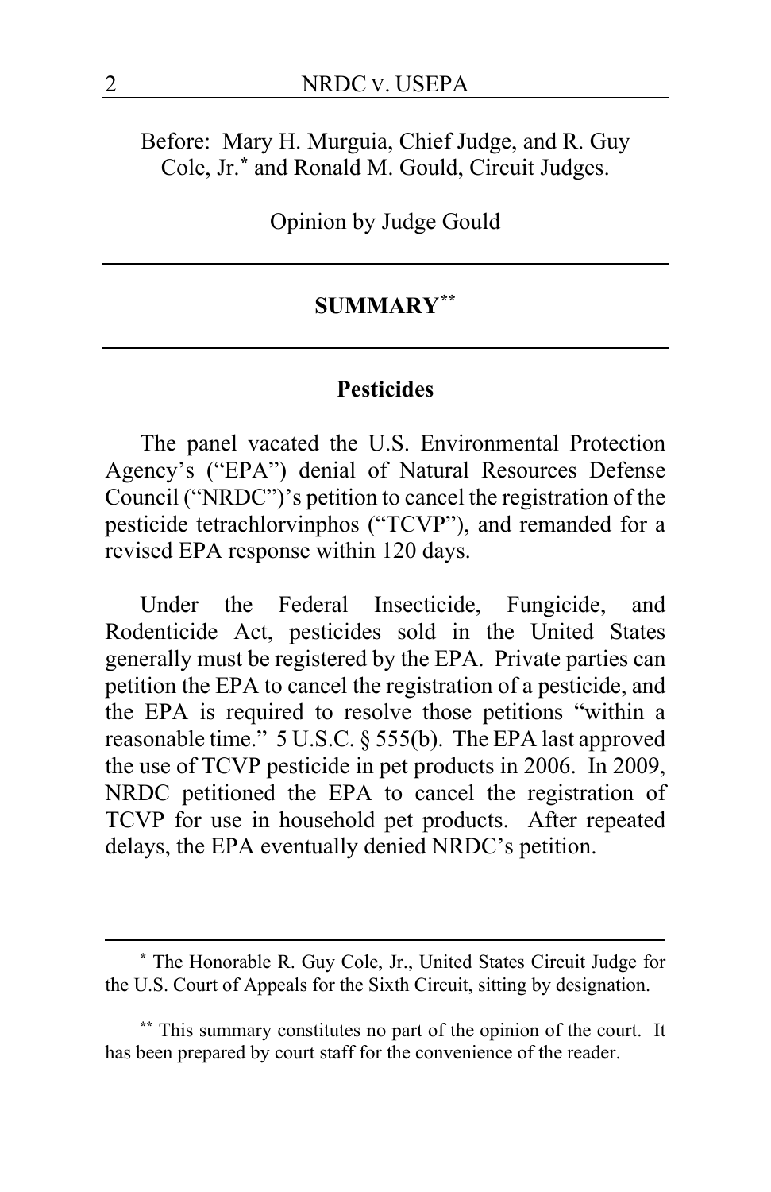Before: Mary H. Murguia, Chief Judge, and R. Guy Cole, Jr.[*] and Ronald M. Gould, Circuit Judges.

Opinion by Judge Gould

## SUMMARY[**]

### Pesticides

The panel vacated the U.S. Environmental Protection Agency's ("EPA") denial of Natural Resources Defense Council ("NRDC")'s petition to cancel the registration of the pesticide tetrachlorvinphos ("TCVP"), and remanded for a revised EPA response within 120 days.

Under the Federal Insecticide, Fungicide, and Rodenticide Act, pesticides sold in the United States generally must be registered by the EPA. Private parties can petition the EPA to cancel the registration of a pesticide, and the EPA is required to resolve those petitions "within a reasonable time." 5 U.S.C. § 555(b). The EPA last approved the use of TCVP pesticide in pet products in 2006. In 2009, NRDC petitioned the EPA to cancel the registration of TCVP for use in household pet products. After repeated delays, the EPA eventually denied NRDC's petition.

---

[*] The Honorable R. Guy Cole, Jr., United States Circuit Judge for the U.S. Court of Appeals for the Sixth Circuit, sitting by designation.

[**] This summary constitutes no part of the opinion of the court. It has been prepared by court staff for the convenience of the reader.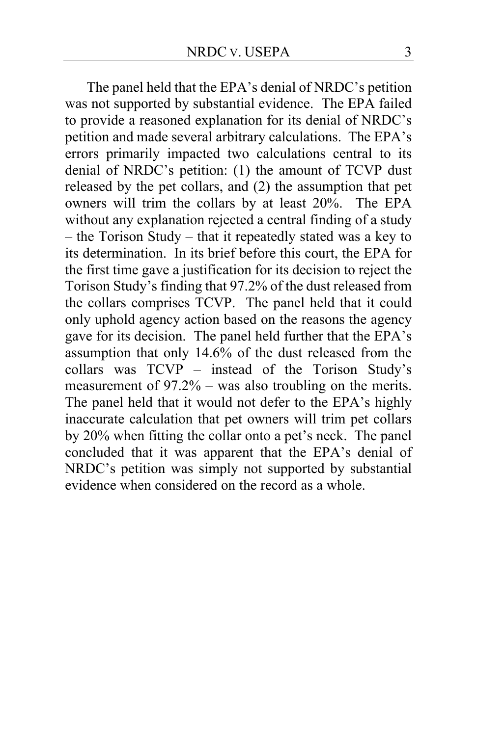The panel held that the EPA's denial of NRDC's petition was not supported by substantial evidence. The EPA failed to provide a reasoned explanation for its denial of NRDC's petition and made several arbitrary calculations. The EPA's errors primarily impacted two calculations central to its denial of NRDC's petition: (1) the amount of TCVP dust released by the pet collars, and (2) the assumption that pet owners will trim the collars by at least 20%. The EPA without any explanation rejected a central finding of a study – the Torison Study – that it repeatedly stated was a key to its determination. In its brief before this court, the EPA for the first time gave a justification for its decision to reject the Torison Study's finding that 97.2% of the dust released from the collars comprises TCVP. The panel held that it could only uphold agency action based on the reasons the agency gave for its decision. The panel held further that the EPA's assumption that only 14.6% of the dust released from the collars was TCVP – instead of the Torison Study's measurement of 97.2% – was also troubling on the merits. The panel held that it would not defer to the EPA's highly inaccurate calculation that pet owners will trim pet collars by 20% when fitting the collar onto a pet's neck. The panel concluded that it was apparent that the EPA's denial of NRDC's petition was simply not supported by substantial evidence when considered on the record as a whole.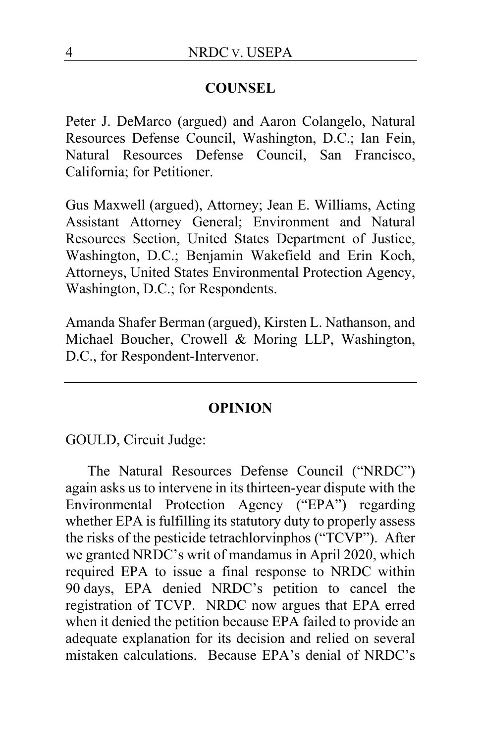## COUNSEL

Peter J. DeMarco (argued) and Aaron Colangelo, Natural Resources Defense Council, Washington, D.C.; Ian Fein, Natural Resources Defense Council, San Francisco, California; for Petitioner.

Gus Maxwell (argued), Attorney; Jean E. Williams, Acting Assistant Attorney General; Environment and Natural Resources Section, United States Department of Justice, Washington, D.C.; Benjamin Wakefield and Erin Koch, Attorneys, United States Environmental Protection Agency, Washington, D.C.; for Respondents.

Amanda Shafer Berman (argued), Kirsten L. Nathanson, and Michael Boucher, Crowell & Moring LLP, Washington, D.C., for Respondent-Intervenor.

---

## OPINION

GOULD, Circuit Judge:

The Natural Resources Defense Council ("NRDC") again asks us to intervene in its thirteen-year dispute with the Environmental Protection Agency ("EPA") regarding whether EPA is fulfilling its statutory duty to properly assess the risks of the pesticide tetrachlorvinphos ("TCVP"). After we granted NRDC's writ of mandamus in April 2020, which required EPA to issue a final response to NRDC within 90 days, EPA denied NRDC's petition to cancel the registration of TCVP. NRDC now argues that EPA erred when it denied the petition because EPA failed to provide an adequate explanation for its decision and relied on several mistaken calculations. Because EPA's denial of NRDC's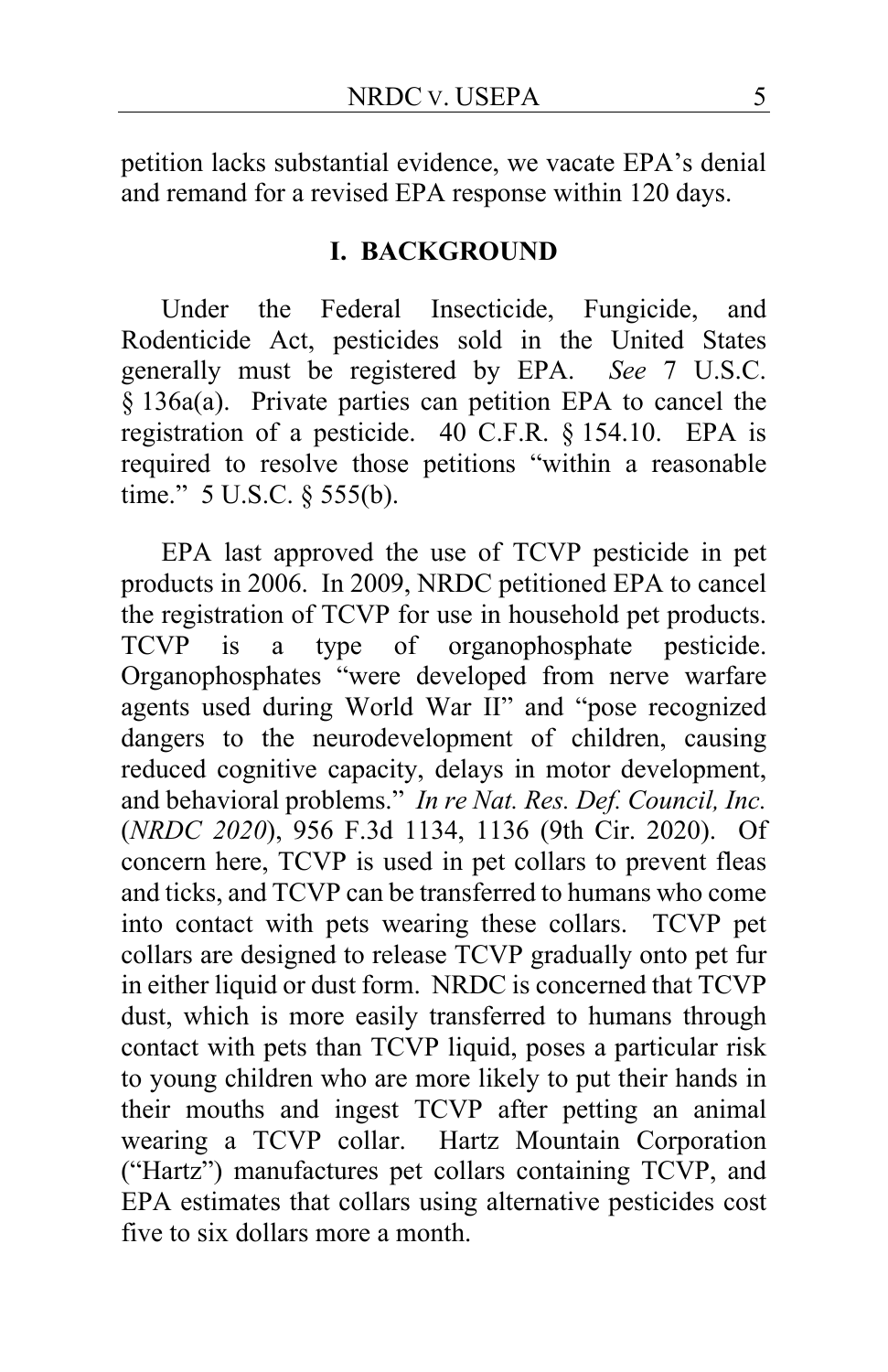petition lacks substantial evidence, we vacate EPA's denial and remand for a revised EPA response within 120 days.

## I. BACKGROUND

Under the Federal Insecticide, Fungicide, and Rodenticide Act, pesticides sold in the United States generally must be registered by EPA. *See* 7 U.S.C. § 136a(a). Private parties can petition EPA to cancel the registration of a pesticide. 40 C.F.R. § 154.10. EPA is required to resolve those petitions "within a reasonable time." 5 U.S.C. § 555(b).

EPA last approved the use of TCVP pesticide in pet products in 2006. In 2009, NRDC petitioned EPA to cancel the registration of TCVP for use in household pet products. TCVP is a type of organophosphate pesticide. Organophosphates "were developed from nerve warfare agents used during World War II" and "pose recognized dangers to the neurodevelopment of children, causing reduced cognitive capacity, delays in motor development, and behavioral problems." *In re Nat. Res. Def. Council, Inc.* (*NRDC 2020*), 956 F.3d 1134, 1136 (9th Cir. 2020). Of concern here, TCVP is used in pet collars to prevent fleas and ticks, and TCVP can be transferred to humans who come into contact with pets wearing these collars. TCVP pet collars are designed to release TCVP gradually onto pet fur in either liquid or dust form. NRDC is concerned that TCVP dust, which is more easily transferred to humans through contact with pets than TCVP liquid, poses a particular risk to young children who are more likely to put their hands in their mouths and ingest TCVP after petting an animal wearing a TCVP collar. Hartz Mountain Corporation ("Hartz") manufactures pet collars containing TCVP, and EPA estimates that collars using alternative pesticides cost five to six dollars more a month.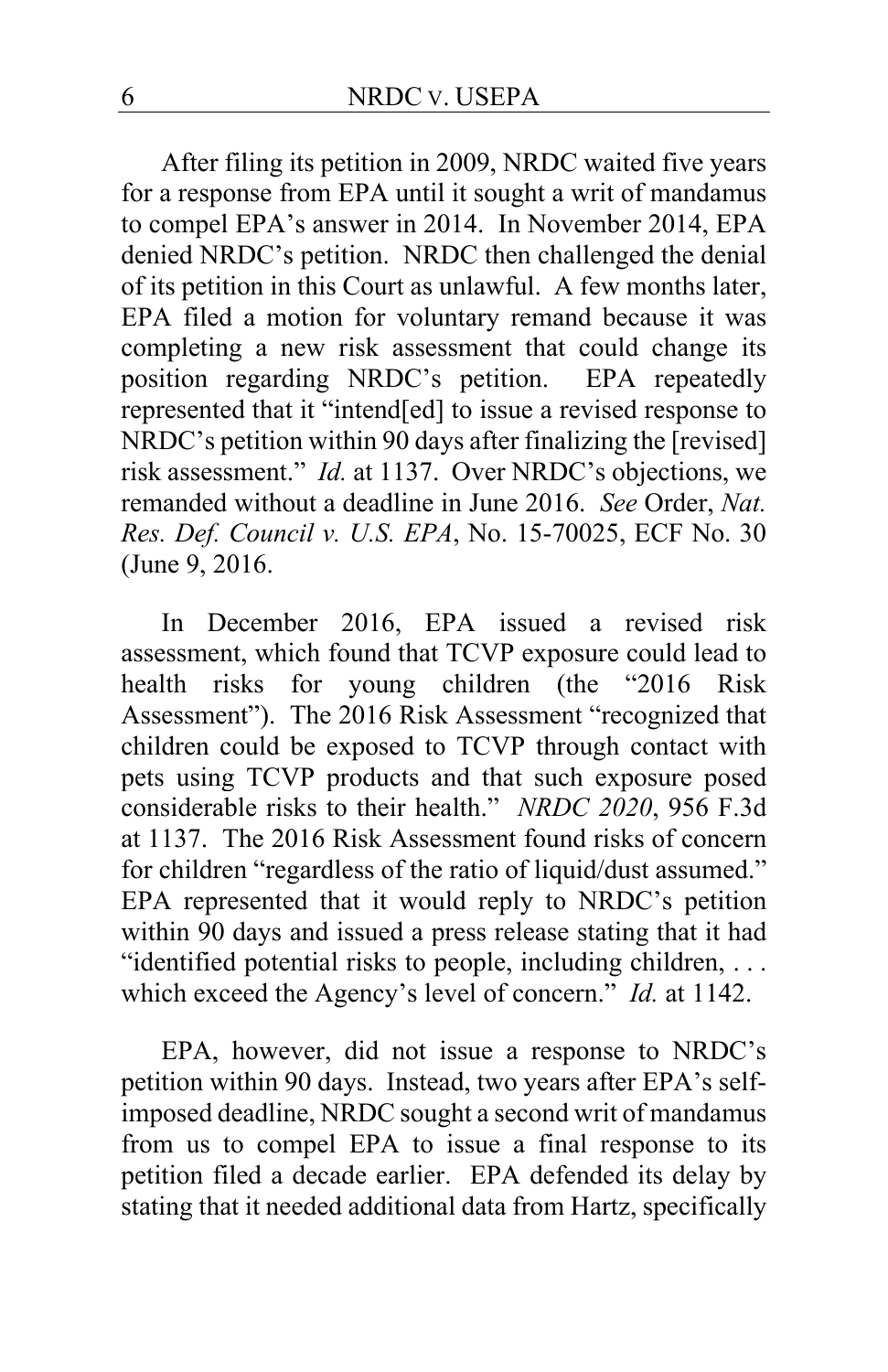After filing its petition in 2009, NRDC waited five years for a response from EPA until it sought a writ of mandamus to compel EPA's answer in 2014. In November 2014, EPA denied NRDC's petition. NRDC then challenged the denial of its petition in this Court as unlawful. A few months later, EPA filed a motion for voluntary remand because it was completing a new risk assessment that could change its position regarding NRDC's petition. EPA repeatedly represented that it "intend[ed] to issue a revised response to NRDC's petition within 90 days after finalizing the [revised] risk assessment." *Id.* at 1137. Over NRDC's objections, we remanded without a deadline in June 2016. *See* Order, *Nat. Res. Def. Council v. U.S. EPA*, No. 15-70025, ECF No. 30 (June 9, 2016.

In December 2016, EPA issued a revised risk assessment, which found that TCVP exposure could lead to health risks for young children (the "2016 Risk Assessment"). The 2016 Risk Assessment "recognized that children could be exposed to TCVP through contact with pets using TCVP products and that such exposure posed considerable risks to their health." *NRDC 2020*, 956 F.3d at 1137. The 2016 Risk Assessment found risks of concern for children "regardless of the ratio of liquid/dust assumed." EPA represented that it would reply to NRDC's petition within 90 days and issued a press release stating that it had "identified potential risks to people, including children, . . . which exceed the Agency's level of concern." *Id.* at 1142.

EPA, however, did not issue a response to NRDC's petition within 90 days. Instead, two years after EPA's self-imposed deadline, NRDC sought a second writ of mandamus from us to compel EPA to issue a final response to its petition filed a decade earlier. EPA defended its delay by stating that it needed additional data from Hartz, specifically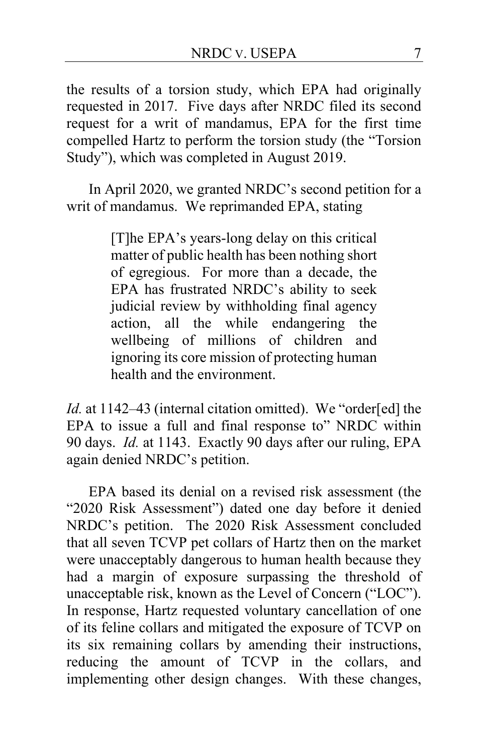the results of a torsion study, which EPA had originally requested in 2017. Five days after NRDC filed its second request for a writ of mandamus, EPA for the first time compelled Hartz to perform the torsion study (the "Torsion Study"), which was completed in August 2019.

In April 2020, we granted NRDC's second petition for a writ of mandamus. We reprimanded EPA, stating

> [T]he EPA's years-long delay on this critical matter of public health has been nothing short of egregious. For more than a decade, the EPA has frustrated NRDC's ability to seek judicial review by withholding final agency action, all the while endangering the wellbeing of millions of children and ignoring its core mission of protecting human health and the environment.

*Id.* at 1142–43 (internal citation omitted). We "order[ed] the EPA to issue a full and final response to" NRDC within 90 days. *Id.* at 1143. Exactly 90 days after our ruling, EPA again denied NRDC's petition.

EPA based its denial on a revised risk assessment (the "2020 Risk Assessment") dated one day before it denied NRDC's petition. The 2020 Risk Assessment concluded that all seven TCVP pet collars of Hartz then on the market were unacceptably dangerous to human health because they had a margin of exposure surpassing the threshold of unacceptable risk, known as the Level of Concern ("LOC"). In response, Hartz requested voluntary cancellation of one of its feline collars and mitigated the exposure of TCVP on its six remaining collars by amending their instructions, reducing the amount of TCVP in the collars, and implementing other design changes. With these changes,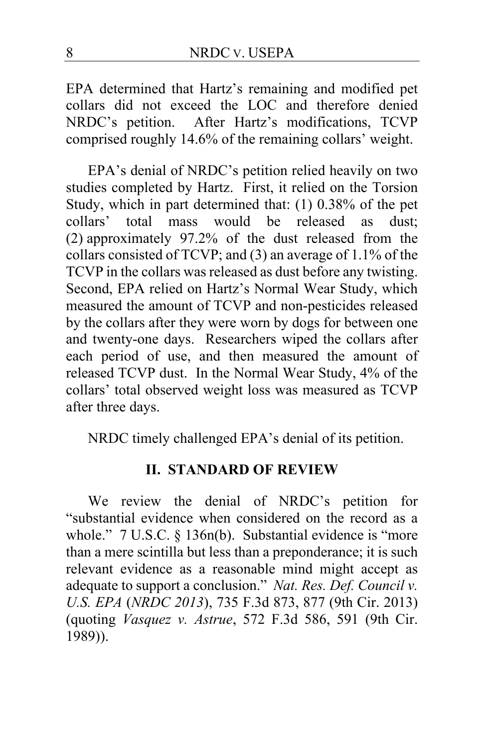EPA determined that Hartz's remaining and modified pet collars did not exceed the LOC and therefore denied NRDC's petition. After Hartz's modifications, TCVP comprised roughly 14.6% of the remaining collars' weight.

EPA's denial of NRDC's petition relied heavily on two studies completed by Hartz. First, it relied on the Torsion Study, which in part determined that: (1) 0.38% of the pet collars' total mass would be released as dust; (2) approximately 97.2% of the dust released from the collars consisted of TCVP; and (3) an average of 1.1% of the TCVP in the collars was released as dust before any twisting. Second, EPA relied on Hartz's Normal Wear Study, which measured the amount of TCVP and non-pesticides released by the collars after they were worn by dogs for between one and twenty-one days. Researchers wiped the collars after each period of use, and then measured the amount of released TCVP dust. In the Normal Wear Study, 4% of the collars' total observed weight loss was measured as TCVP after three days.

NRDC timely challenged EPA's denial of its petition.

## II. STANDARD OF REVIEW

We review the denial of NRDC's petition for "substantial evidence when considered on the record as a whole." 7 U.S.C. § 136n(b). Substantial evidence is "more than a mere scintilla but less than a preponderance; it is such relevant evidence as a reasonable mind might accept as adequate to support a conclusion." *Nat. Res. Def. Council v. U.S. EPA* (*NRDC 2013*), 735 F.3d 873, 877 (9th Cir. 2013) (quoting *Vasquez v. Astrue*, 572 F.3d 586, 591 (9th Cir. 1989)).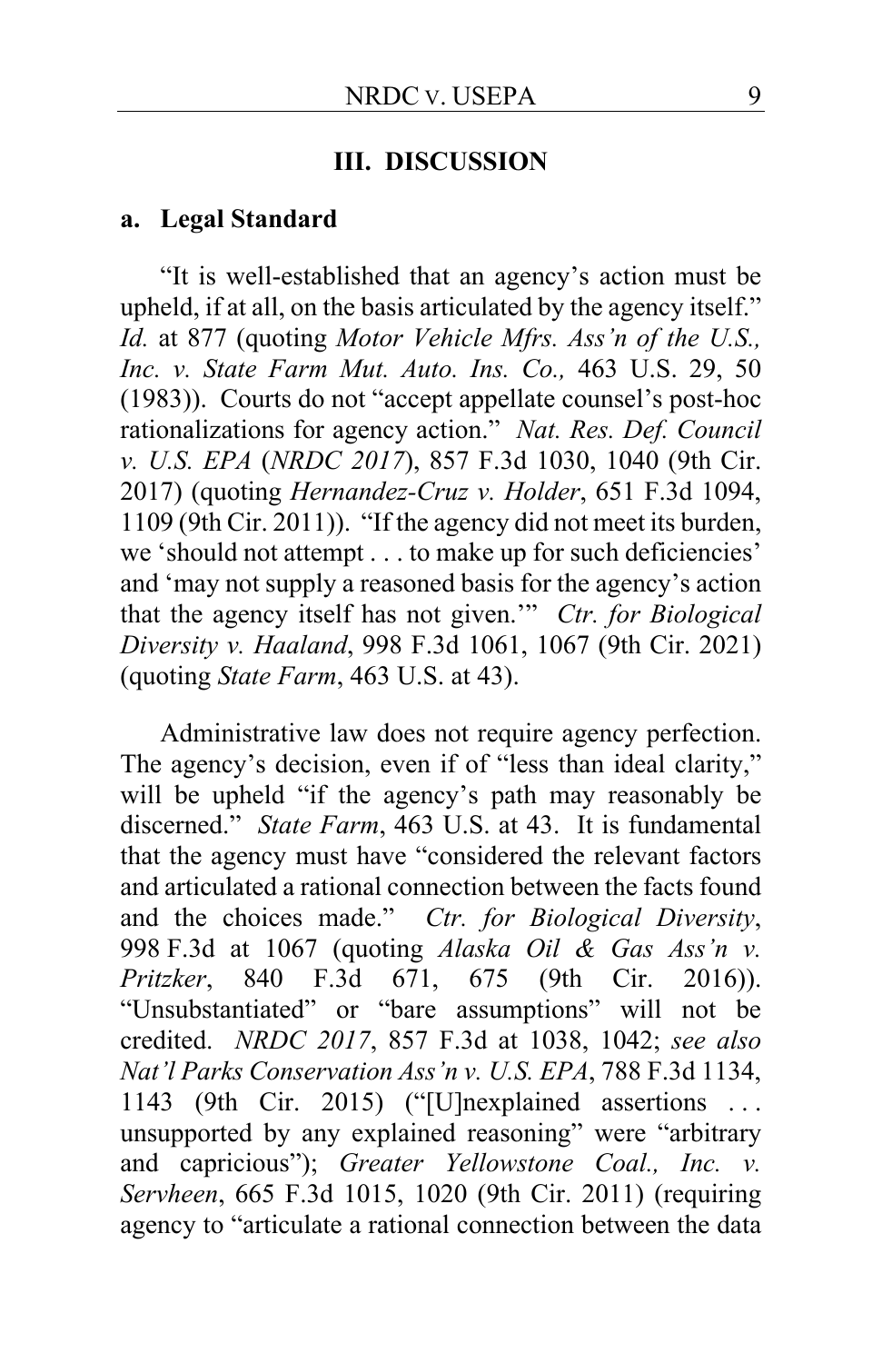## III. DISCUSSION

### a. Legal Standard

"It is well-established that an agency's action must be upheld, if at all, on the basis articulated by the agency itself." *Id.* at 877 (quoting *Motor Vehicle Mfrs. Ass'n of the U.S., Inc. v. State Farm Mut. Auto. Ins. Co.,* 463 U.S. 29, 50 (1983)). Courts do not "accept appellate counsel's post-hoc rationalizations for agency action." *Nat. Res. Def. Council v. U.S. EPA* (*NRDC 2017*), 857 F.3d 1030, 1040 (9th Cir. 2017) (quoting *Hernandez-Cruz v. Holder*, 651 F.3d 1094, 1109 (9th Cir. 2011)). "If the agency did not meet its burden, we 'should not attempt . . . to make up for such deficiencies' and 'may not supply a reasoned basis for the agency's action that the agency itself has not given.'" *Ctr. for Biological Diversity v. Haaland*, 998 F.3d 1061, 1067 (9th Cir. 2021) (quoting *State Farm*, 463 U.S. at 43).

Administrative law does not require agency perfection. The agency's decision, even if of "less than ideal clarity," will be upheld "if the agency's path may reasonably be discerned." *State Farm*, 463 U.S. at 43. It is fundamental that the agency must have "considered the relevant factors and articulated a rational connection between the facts found and the choices made." *Ctr. for Biological Diversity*, 998 F.3d at 1067 (quoting *Alaska Oil & Gas Ass'n v. Pritzker*, 840 F.3d 671, 675 (9th Cir. 2016)). "Unsubstantiated" or "bare assumptions" will not be credited. *NRDC 2017*, 857 F.3d at 1038, 1042; *see also Nat'l Parks Conservation Ass'n v. U.S. EPA*, 788 F.3d 1134, 1143 (9th Cir. 2015) ("[U]nexplained assertions . . . unsupported by any explained reasoning" were "arbitrary and capricious"); *Greater Yellowstone Coal., Inc. v. Servheen*, 665 F.3d 1015, 1020 (9th Cir. 2011) (requiring agency to "articulate a rational connection between the data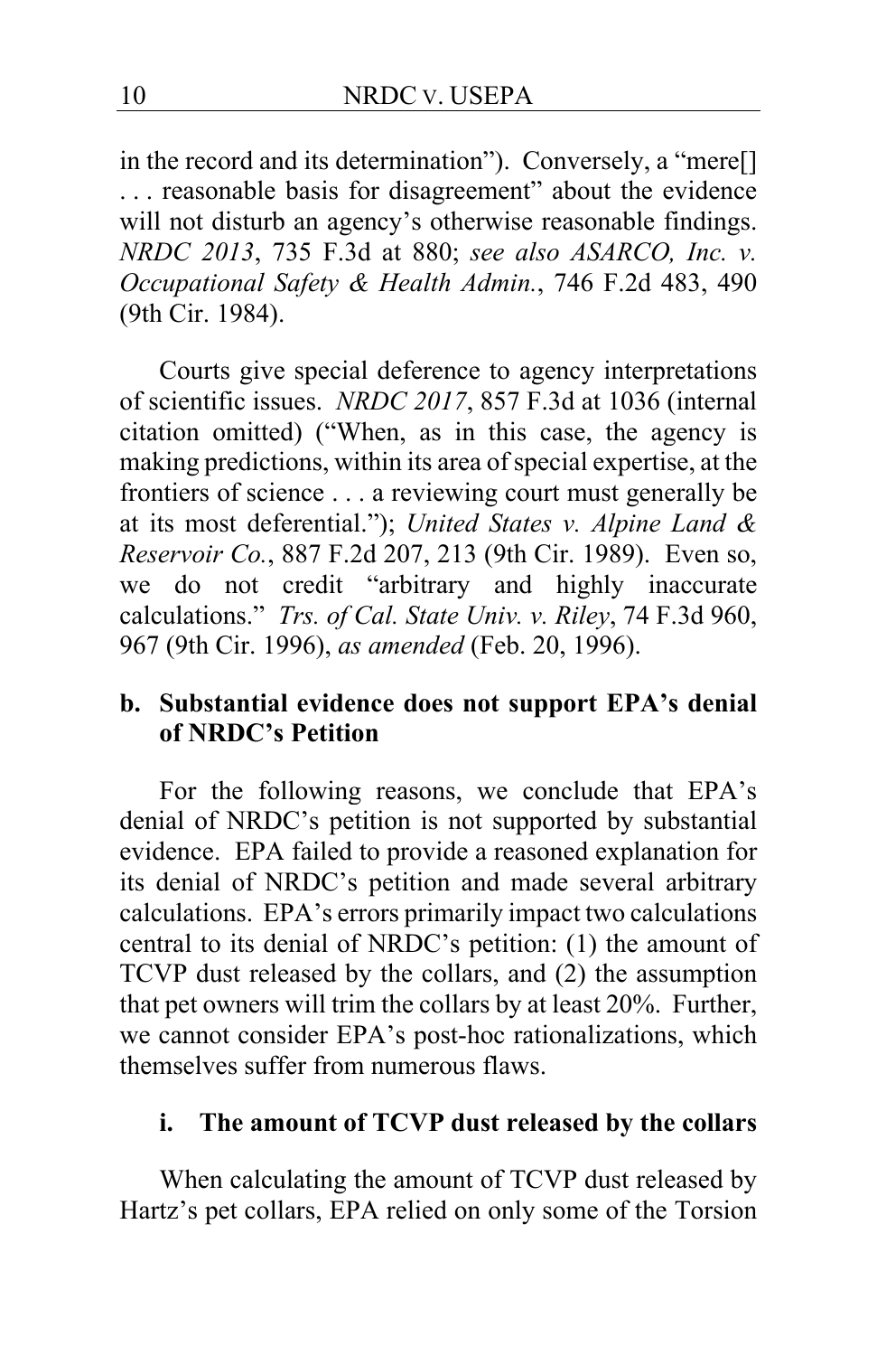in the record and its determination"). Conversely, a "mere[] . . . reasonable basis for disagreement" about the evidence will not disturb an agency's otherwise reasonable findings. *NRDC 2013*, 735 F.3d at 880; *see also ASARCO, Inc. v. Occupational Safety & Health Admin.*, 746 F.2d 483, 490 (9th Cir. 1984).

Courts give special deference to agency interpretations of scientific issues. *NRDC 2017*, 857 F.3d at 1036 (internal citation omitted) ("When, as in this case, the agency is making predictions, within its area of special expertise, at the frontiers of science . . . a reviewing court must generally be at its most deferential."); *United States v. Alpine Land & Reservoir Co.*, 887 F.2d 207, 213 (9th Cir. 1989). Even so, we do not credit "arbitrary and highly inaccurate calculations." *Trs. of Cal. State Univ. v. Riley*, 74 F.3d 960, 967 (9th Cir. 1996), *as amended* (Feb. 20, 1996).

#### b. Substantial evidence does not support EPA's denial of NRDC's Petition

For the following reasons, we conclude that EPA's denial of NRDC's petition is not supported by substantial evidence. EPA failed to provide a reasoned explanation for its denial of NRDC's petition and made several arbitrary calculations. EPA's errors primarily impact two calculations central to its denial of NRDC's petition: (1) the amount of TCVP dust released by the collars, and (2) the assumption that pet owners will trim the collars by at least 20%. Further, we cannot consider EPA's post-hoc rationalizations, which themselves suffer from numerous flaws.

##### i. The amount of TCVP dust released by the collars

When calculating the amount of TCVP dust released by Hartz's pet collars, EPA relied on only some of the Torsion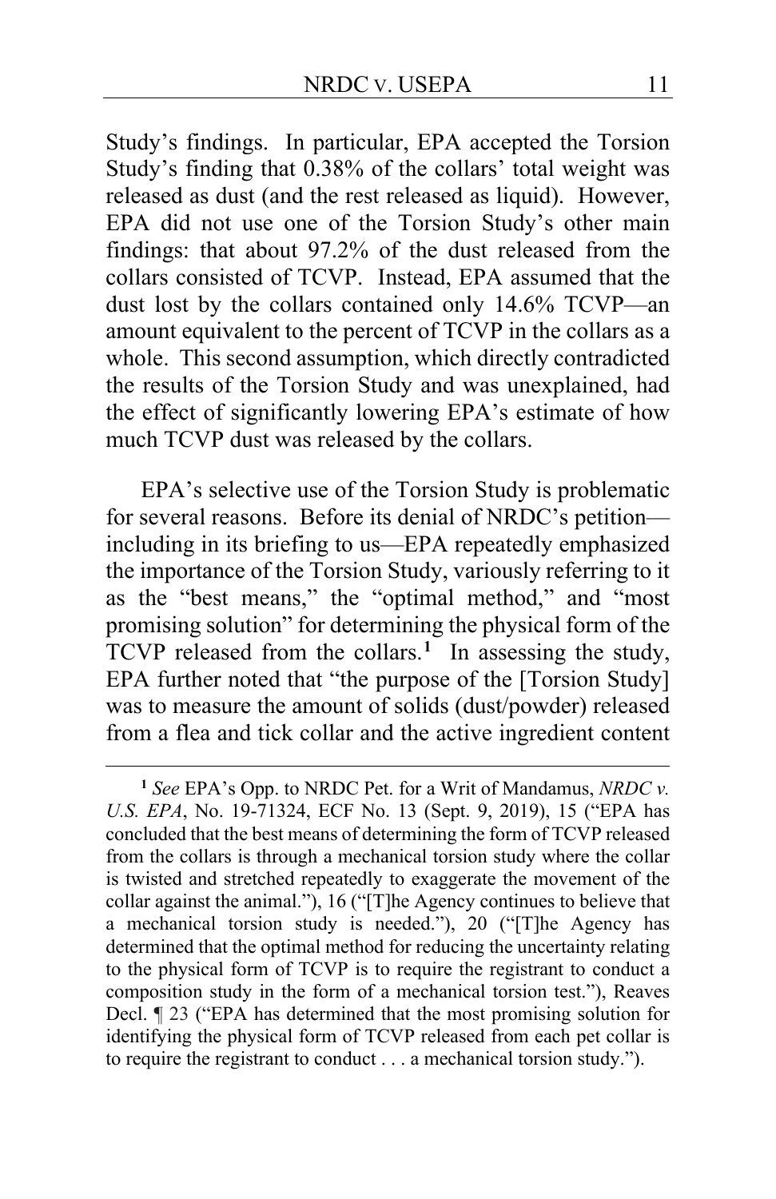Study's findings. In particular, EPA accepted the Torsion Study's finding that 0.38% of the collars' total weight was released as dust (and the rest released as liquid). However, EPA did not use one of the Torsion Study's other main findings: that about 97.2% of the dust released from the collars consisted of TCVP. Instead, EPA assumed that the dust lost by the collars contained only 14.6% TCVP—an amount equivalent to the percent of TCVP in the collars as a whole. This second assumption, which directly contradicted the results of the Torsion Study and was unexplained, had the effect of significantly lowering EPA's estimate of how much TCVP dust was released by the collars.

EPA's selective use of the Torsion Study is problematic for several reasons. Before its denial of NRDC's petition—including in its briefing to us—EPA repeatedly emphasized the importance of the Torsion Study, variously referring to it as the "best means," the "optimal method," and "most promising solution" for determining the physical form of the TCVP released from the collars.[1] In assessing the study, EPA further noted that "the purpose of the [Torsion Study] was to measure the amount of solids (dust/powder) released from a flea and tick collar and the active ingredient content

---

[1] *See* EPA's Opp. to NRDC Pet. for a Writ of Mandamus, *NRDC v. U.S. EPA*, No. 19-71324, ECF No. 13 (Sept. 9, 2019), 15 ("EPA has concluded that the best means of determining the form of TCVP released from the collars is through a mechanical torsion study where the collar is twisted and stretched repeatedly to exaggerate the movement of the collar against the animal."), 16 ("[T]he Agency continues to believe that a mechanical torsion study is needed."), 20 ("[T]he Agency has determined that the optimal method for reducing the uncertainty relating to the physical form of TCVP is to require the registrant to conduct a composition study in the form of a mechanical torsion test."), Reaves Decl. ¶ 23 ("EPA has determined that the most promising solution for identifying the physical form of TCVP released from each pet collar is to require the registrant to conduct . . . a mechanical torsion study.").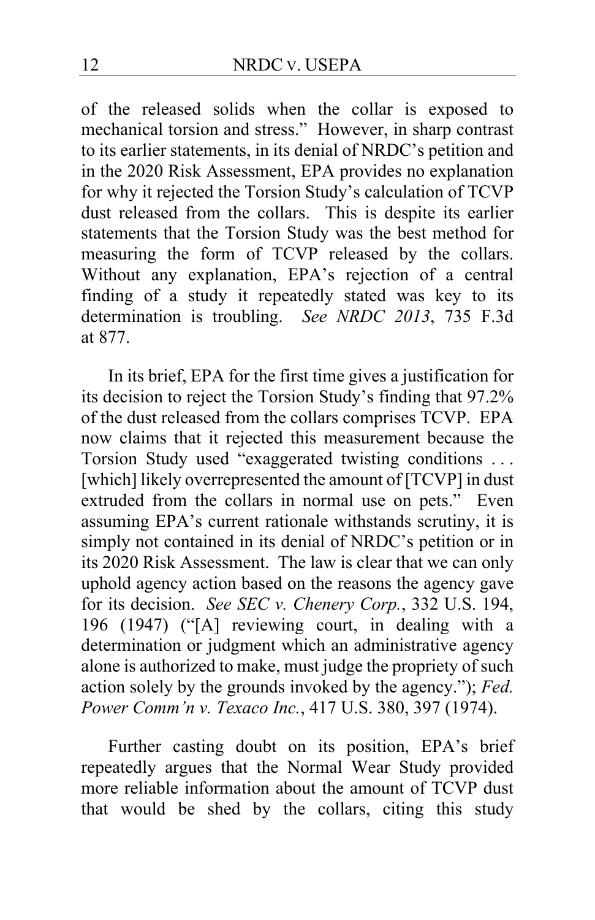of the released solids when the collar is exposed to mechanical torsion and stress." However, in sharp contrast to its earlier statements, in its denial of NRDC's petition and in the 2020 Risk Assessment, EPA provides no explanation for why it rejected the Torsion Study's calculation of TCVP dust released from the collars. This is despite its earlier statements that the Torsion Study was the best method for measuring the form of TCVP released by the collars. Without any explanation, EPA's rejection of a central finding of a study it repeatedly stated was key to its determination is troubling. *See NRDC 2013*, 735 F.3d at 877.

In its brief, EPA for the first time gives a justification for its decision to reject the Torsion Study's finding that 97.2% of the dust released from the collars comprises TCVP. EPA now claims that it rejected this measurement because the Torsion Study used "exaggerated twisting conditions . . . [which] likely overrepresented the amount of [TCVP] in dust extruded from the collars in normal use on pets." Even assuming EPA's current rationale withstands scrutiny, it is simply not contained in its denial of NRDC's petition or in its 2020 Risk Assessment. The law is clear that we can only uphold agency action based on the reasons the agency gave for its decision. *See SEC v. Chenery Corp.*, 332 U.S. 194, 196 (1947) ("[A] reviewing court, in dealing with a determination or judgment which an administrative agency alone is authorized to make, must judge the propriety of such action solely by the grounds invoked by the agency."); *Fed. Power Comm'n v. Texaco Inc.*, 417 U.S. 380, 397 (1974).

Further casting doubt on its position, EPA's brief repeatedly argues that the Normal Wear Study provided more reliable information about the amount of TCVP dust that would be shed by the collars, citing this study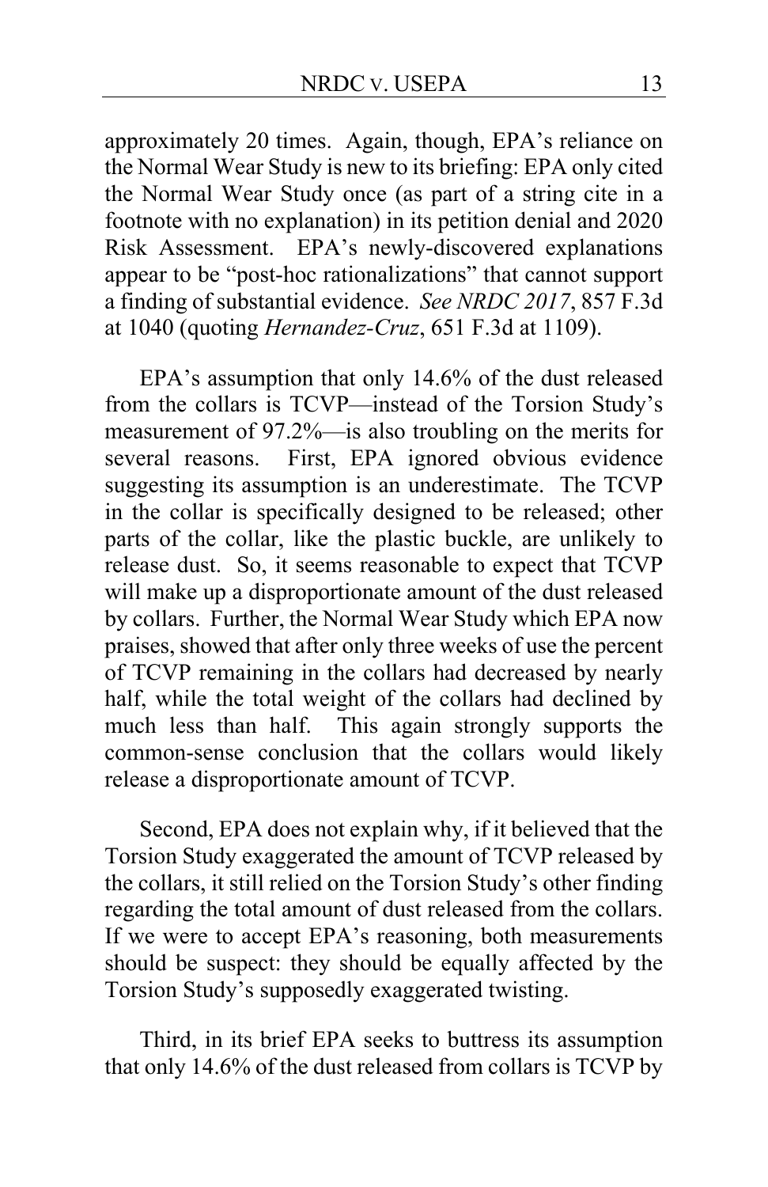approximately 20 times. Again, though, EPA's reliance on the Normal Wear Study is new to its briefing: EPA only cited the Normal Wear Study once (as part of a string cite in a footnote with no explanation) in its petition denial and 2020 Risk Assessment. EPA's newly-discovered explanations appear to be "post-hoc rationalizations" that cannot support a finding of substantial evidence. *See NRDC 2017*, 857 F.3d at 1040 (quoting *Hernandez-Cruz*, 651 F.3d at 1109).

EPA's assumption that only 14.6% of the dust released from the collars is TCVP—instead of the Torsion Study's measurement of 97.2%—is also troubling on the merits for several reasons. First, EPA ignored obvious evidence suggesting its assumption is an underestimate. The TCVP in the collar is specifically designed to be released; other parts of the collar, like the plastic buckle, are unlikely to release dust. So, it seems reasonable to expect that TCVP will make up a disproportionate amount of the dust released by collars. Further, the Normal Wear Study which EPA now praises, showed that after only three weeks of use the percent of TCVP remaining in the collars had decreased by nearly half, while the total weight of the collars had declined by much less than half. This again strongly supports the common-sense conclusion that the collars would likely release a disproportionate amount of TCVP.

Second, EPA does not explain why, if it believed that the Torsion Study exaggerated the amount of TCVP released by the collars, it still relied on the Torsion Study's other finding regarding the total amount of dust released from the collars. If we were to accept EPA's reasoning, both measurements should be suspect: they should be equally affected by the Torsion Study's supposedly exaggerated twisting.

Third, in its brief EPA seeks to buttress its assumption that only 14.6% of the dust released from collars is TCVP by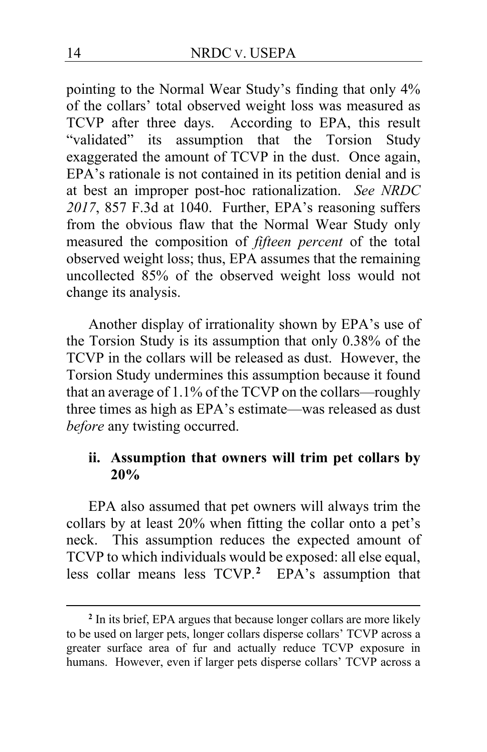pointing to the Normal Wear Study's finding that only 4% of the collars' total observed weight loss was measured as TCVP after three days. According to EPA, this result "validated" its assumption that the Torsion Study exaggerated the amount of TCVP in the dust. Once again, EPA's rationale is not contained in its petition denial and is at best an improper post-hoc rationalization. *See NRDC 2017*, 857 F.3d at 1040. Further, EPA's reasoning suffers from the obvious flaw that the Normal Wear Study only measured the composition of *fifteen percent* of the total observed weight loss; thus, EPA assumes that the remaining uncollected 85% of the observed weight loss would not change its analysis.

Another display of irrationality shown by EPA's use of the Torsion Study is its assumption that only 0.38% of the TCVP in the collars will be released as dust. However, the Torsion Study undermines this assumption because it found that an average of 1.1% of the TCVP on the collars—roughly three times as high as EPA's estimate—was released as dust *before* any twisting occurred.

### ii. Assumption that owners will trim pet collars by 20%

EPA also assumed that pet owners will always trim the collars by at least 20% when fitting the collar onto a pet's neck. This assumption reduces the expected amount of TCVP to which individuals would be exposed: all else equal, less collar means less TCVP.[2] EPA's assumption that

---

[2] In its brief, EPA argues that because longer collars are more likely to be used on larger pets, longer collars disperse collars' TCVP across a greater surface area of fur and actually reduce TCVP exposure in humans. However, even if larger pets disperse collars' TCVP across a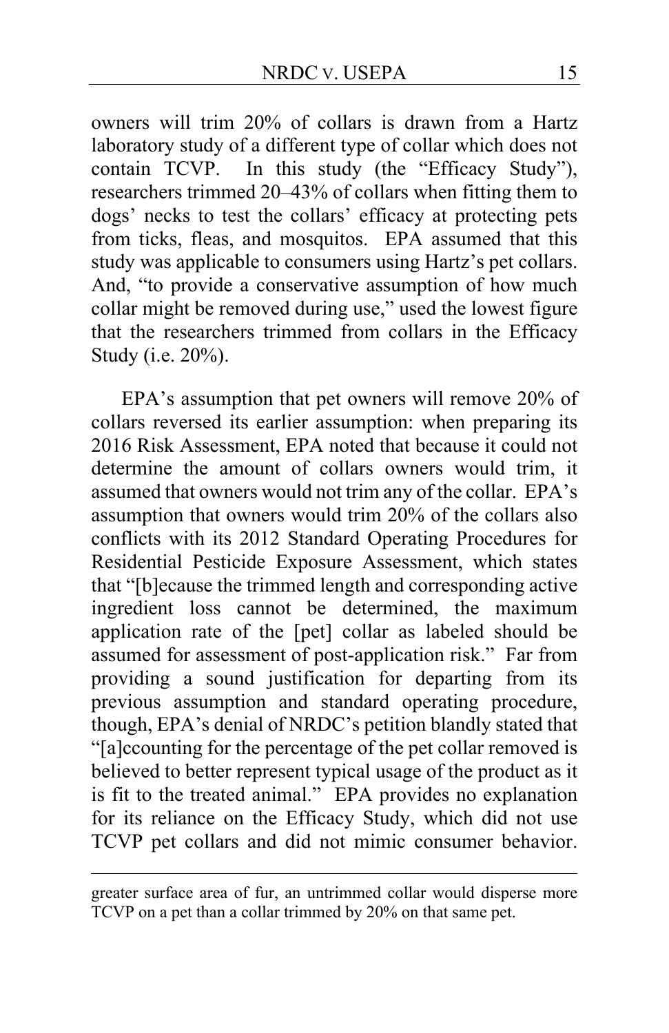owners will trim 20% of collars is drawn from a Hartz laboratory study of a different type of collar which does not contain TCVP. In this study (the "Efficacy Study"), researchers trimmed 20–43% of collars when fitting them to dogs' necks to test the collars' efficacy at protecting pets from ticks, fleas, and mosquitos. EPA assumed that this study was applicable to consumers using Hartz's pet collars. And, "to provide a conservative assumption of how much collar might be removed during use," used the lowest figure that the researchers trimmed from collars in the Efficacy Study (i.e. 20%).

EPA's assumption that pet owners will remove 20% of collars reversed its earlier assumption: when preparing its 2016 Risk Assessment, EPA noted that because it could not determine the amount of collars owners would trim, it assumed that owners would not trim any of the collar. EPA's assumption that owners would trim 20% of the collars also conflicts with its 2012 Standard Operating Procedures for Residential Pesticide Exposure Assessment, which states that "[b]ecause the trimmed length and corresponding active ingredient loss cannot be determined, the maximum application rate of the [pet] collar as labeled should be assumed for assessment of post-application risk." Far from providing a sound justification for departing from its previous assumption and standard operating procedure, though, EPA's denial of NRDC's petition blandly stated that "[a]ccounting for the percentage of the pet collar removed is believed to better represent typical usage of the product as it is fit to the treated animal." EPA provides no explanation for its reliance on the Efficacy Study, which did not use TCVP pet collars and did not mimic consumer behavior.

---

greater surface area of fur, an untrimmed collar would disperse more TCVP on a pet than a collar trimmed by 20% on that same pet.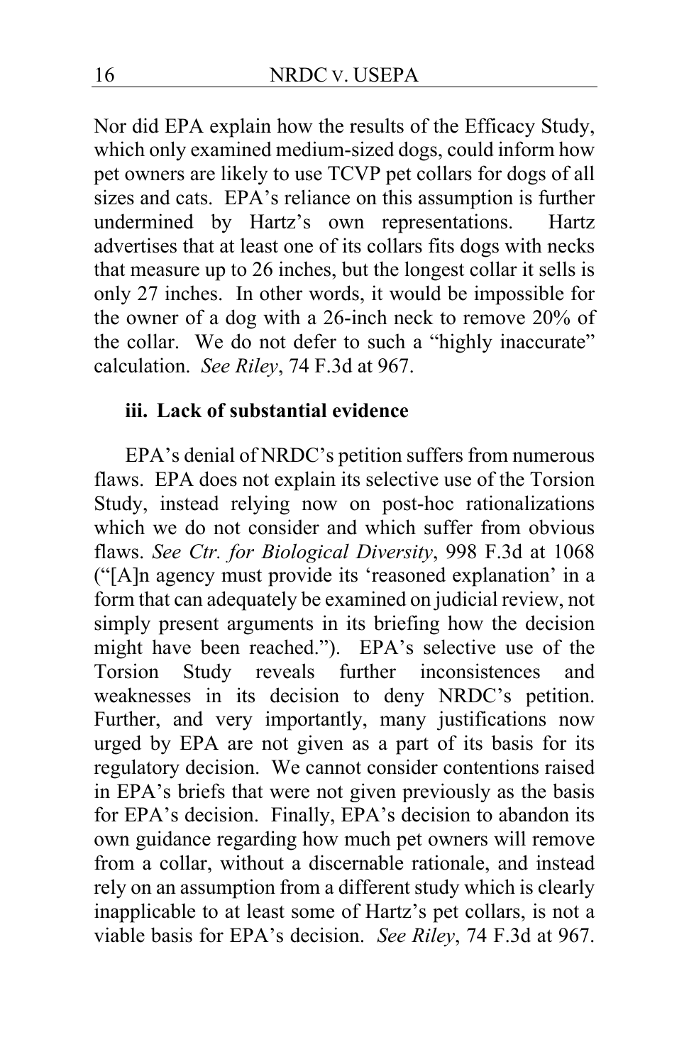Nor did EPA explain how the results of the Efficacy Study, which only examined medium-sized dogs, could inform how pet owners are likely to use TCVP pet collars for dogs of all sizes and cats. EPA's reliance on this assumption is further undermined by Hartz's own representations. Hartz advertises that at least one of its collars fits dogs with necks that measure up to 26 inches, but the longest collar it sells is only 27 inches. In other words, it would be impossible for the owner of a dog with a 26-inch neck to remove 20% of the collar. We do not defer to such a "highly inaccurate" calculation. *See Riley*, 74 F.3d at 967.

### iii. Lack of substantial evidence

EPA's denial of NRDC's petition suffers from numerous flaws. EPA does not explain its selective use of the Torsion Study, instead relying now on post-hoc rationalizations which we do not consider and which suffer from obvious flaws. *See Ctr. for Biological Diversity*, 998 F.3d at 1068 ("[A]n agency must provide its 'reasoned explanation' in a form that can adequately be examined on judicial review, not simply present arguments in its briefing how the decision might have been reached."). EPA's selective use of the Torsion Study reveals further inconsistences and weaknesses in its decision to deny NRDC's petition. Further, and very importantly, many justifications now urged by EPA are not given as a part of its basis for its regulatory decision. We cannot consider contentions raised in EPA's briefs that were not given previously as the basis for EPA's decision. Finally, EPA's decision to abandon its own guidance regarding how much pet owners will remove from a collar, without a discernable rationale, and instead rely on an assumption from a different study which is clearly inapplicable to at least some of Hartz's pet collars, is not a viable basis for EPA's decision. *See Riley*, 74 F.3d at 967.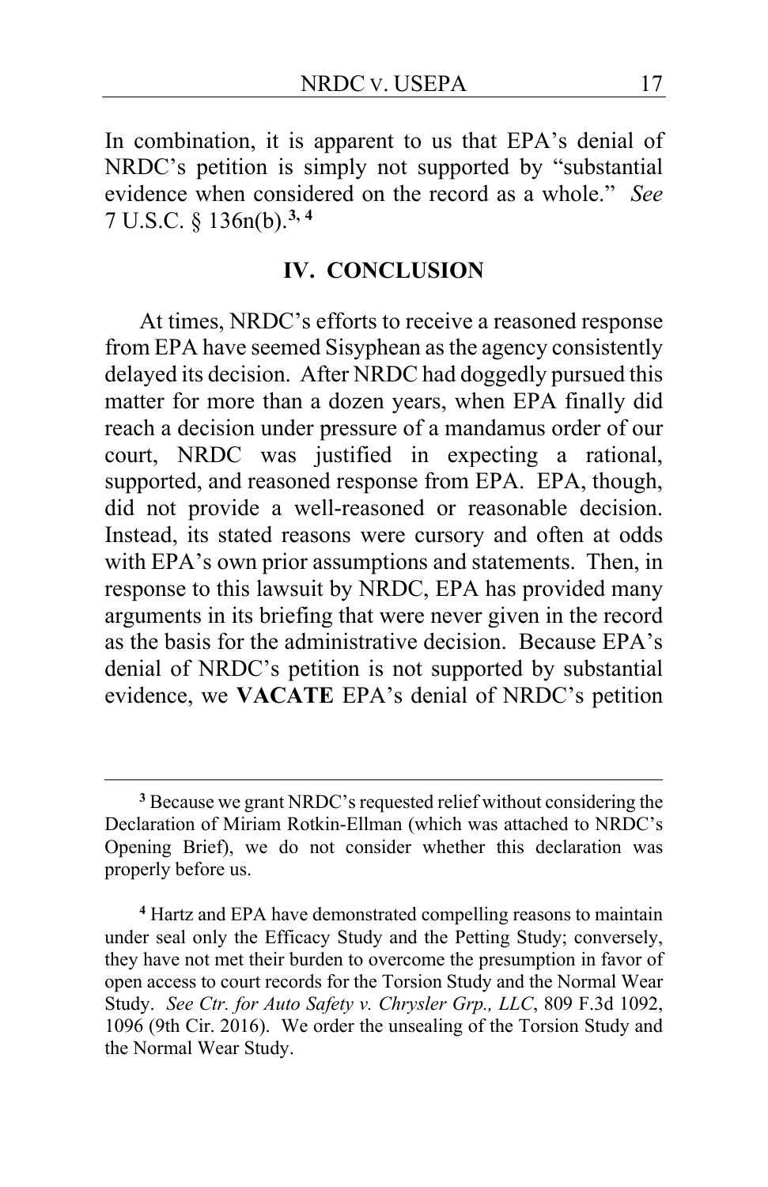In combination, it is apparent to us that EPA's denial of NRDC's petition is simply not supported by "substantial evidence when considered on the record as a whole." *See* 7 U.S.C. § 136n(b).[3, 4]

## IV. CONCLUSION

At times, NRDC's efforts to receive a reasoned response from EPA have seemed Sisyphean as the agency consistently delayed its decision. After NRDC had doggedly pursued this matter for more than a dozen years, when EPA finally did reach a decision under pressure of a mandamus order of our court, NRDC was justified in expecting a rational, supported, and reasoned response from EPA. EPA, though, did not provide a well-reasoned or reasonable decision. Instead, its stated reasons were cursory and often at odds with EPA's own prior assumptions and statements. Then, in response to this lawsuit by NRDC, EPA has provided many arguments in its briefing that were never given in the record as the basis for the administrative decision. Because EPA's denial of NRDC's petition is not supported by substantial evidence, we **VACATE** EPA's denial of NRDC's petition

---

[3] Because we grant NRDC's requested relief without considering the Declaration of Miriam Rotkin-Ellman (which was attached to NRDC's Opening Brief), we do not consider whether this declaration was properly before us.

[4] Hartz and EPA have demonstrated compelling reasons to maintain under seal only the Efficacy Study and the Petting Study; conversely, they have not met their burden to overcome the presumption in favor of open access to court records for the Torsion Study and the Normal Wear Study. *See Ctr. for Auto Safety v. Chrysler Grp., LLC*, 809 F.3d 1092, 1096 (9th Cir. 2016). We order the unsealing of the Torsion Study and the Normal Wear Study.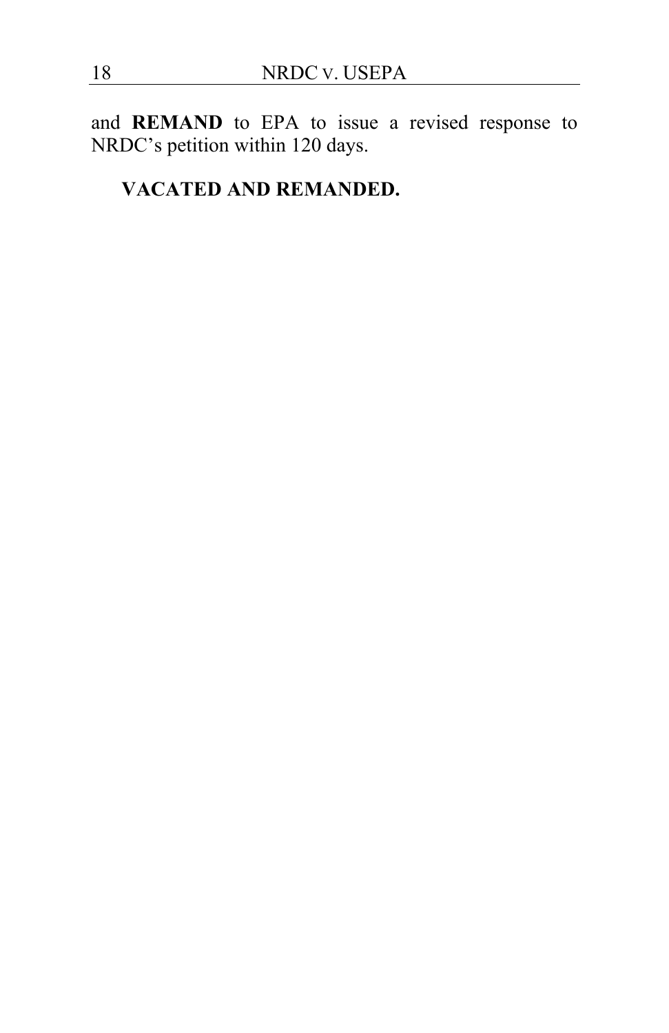and **REMAND** to EPA to issue a revised response to NRDC's petition within 120 days.

**VACATED AND REMANDED.**